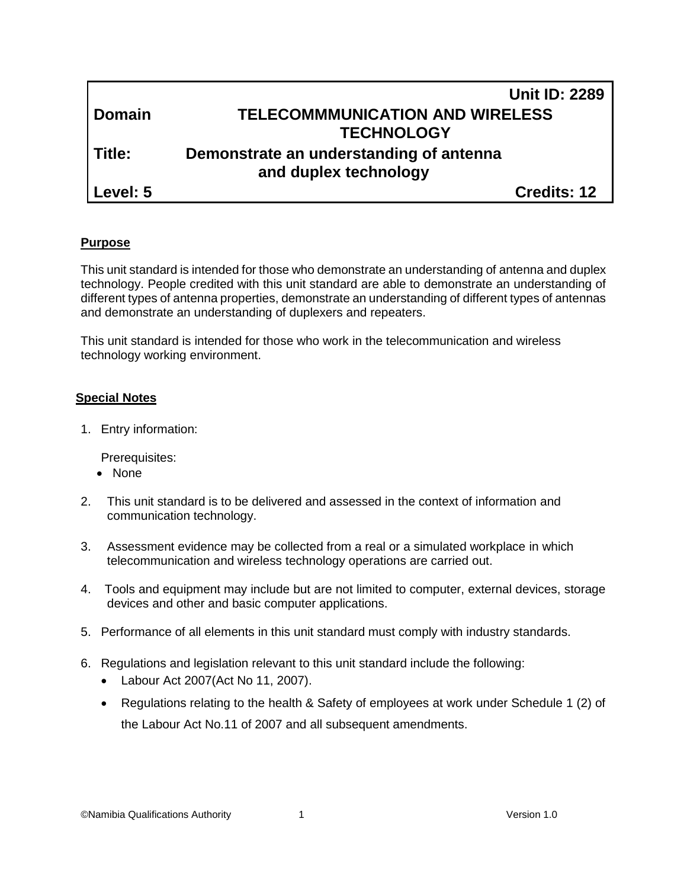| | | |
|---|---|---|
| | | **Unit ID: 2289** |
| **Domain** | **TELECOMMMUNICATION AND WIRELESS TECHNOLOGY** | |
| **Title:** | **Demonstrate an understanding of antenna and duplex technology** | |
| **Level: 5** | | **Credits: 12** |

## Purpose

This unit standard is intended for those who demonstrate an understanding of antenna and duplex technology. People credited with this unit standard are able to demonstrate an understanding of different types of antenna properties, demonstrate an understanding of different types of antennas and demonstrate an understanding of duplexers and repeaters.

This unit standard is intended for those who work in the telecommunication and wireless technology working environment.

## Special Notes

1. Entry information:

   Prerequisites:
   - None

2. This unit standard is to be delivered and assessed in the context of information and communication technology.

3. Assessment evidence may be collected from a real or a simulated workplace in which telecommunication and wireless technology operations are carried out.

4. Tools and equipment may include but are not limited to computer, external devices, storage devices and other and basic computer applications.

5. Performance of all elements in this unit standard must comply with industry standards.

6. Regulations and legislation relevant to this unit standard include the following:
   - Labour Act 2007(Act No 11, 2007).
   - Regulations relating to the health & Safety of employees at work under Schedule 1 (2) of the Labour Act No.11 of 2007 and all subsequent amendments.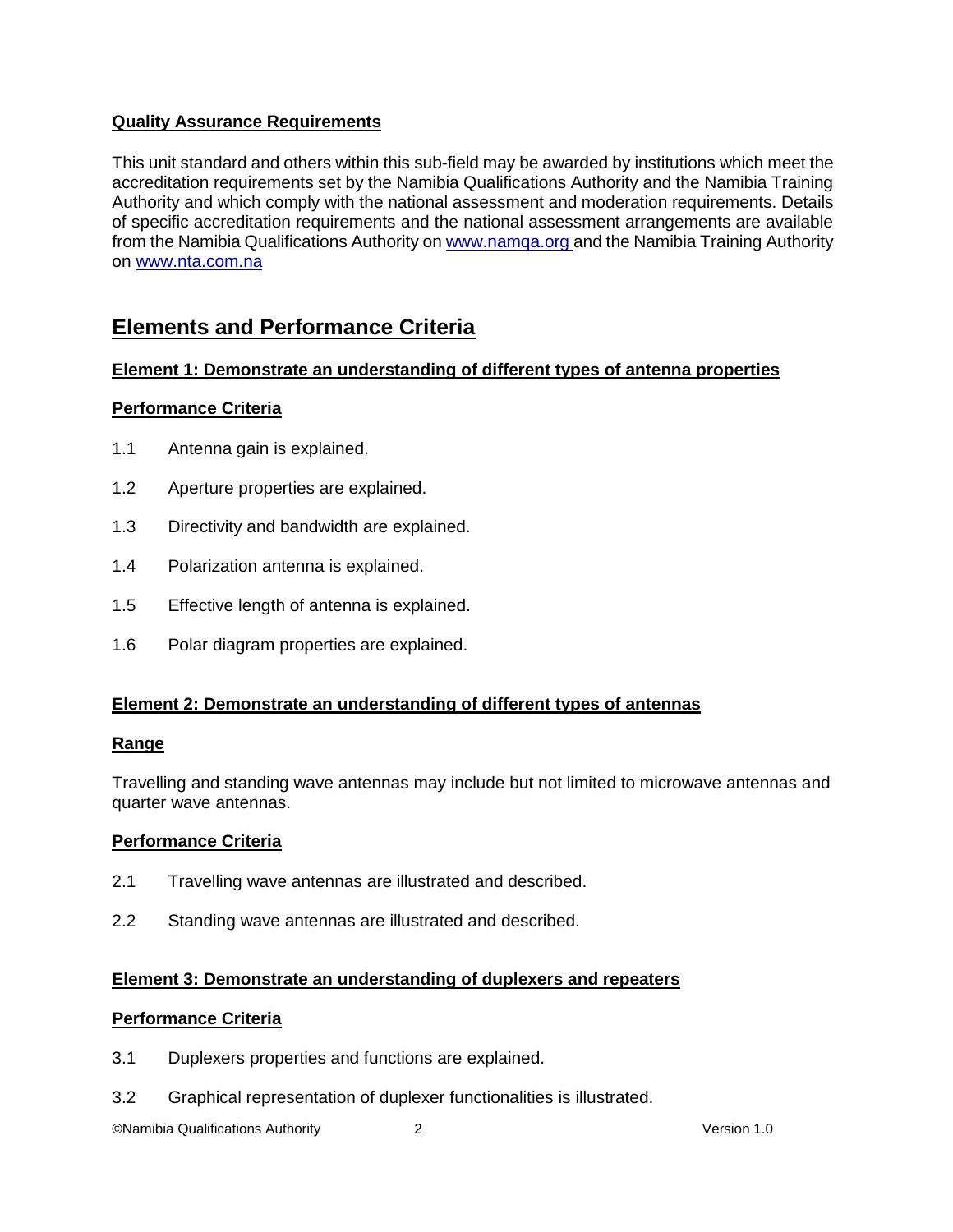**Quality Assurance Requirements**

This unit standard and others within this sub-field may be awarded by institutions which meet the accreditation requirements set by the Namibia Qualifications Authority and the Namibia Training Authority and which comply with the national assessment and moderation requirements. Details of specific accreditation requirements and the national assessment arrangements are available from the Namibia Qualifications Authority on [www.namqa.org](http://www.namqa.org) and the Namibia Training Authority on [www.nta.com.na](http://www.nta.com.na)

## Elements and Performance Criteria

**Element 1: Demonstrate an understanding of different types of antenna properties**

**Performance Criteria**

1.1 Antenna gain is explained.

1.2 Aperture properties are explained.

1.3 Directivity and bandwidth are explained.

1.4 Polarization antenna is explained.

1.5 Effective length of antenna is explained.

1.6 Polar diagram properties are explained.

**Element 2: Demonstrate an understanding of different types of antennas**

**Range**

Travelling and standing wave antennas may include but not limited to microwave antennas and quarter wave antennas.

**Performance Criteria**

2.1 Travelling wave antennas are illustrated and described.

2.2 Standing wave antennas are illustrated and described.

**Element 3: Demonstrate an understanding of duplexers and repeaters**

**Performance Criteria**

3.1 Duplexers properties and functions are explained.

3.2 Graphical representation of duplexer functionalities is illustrated.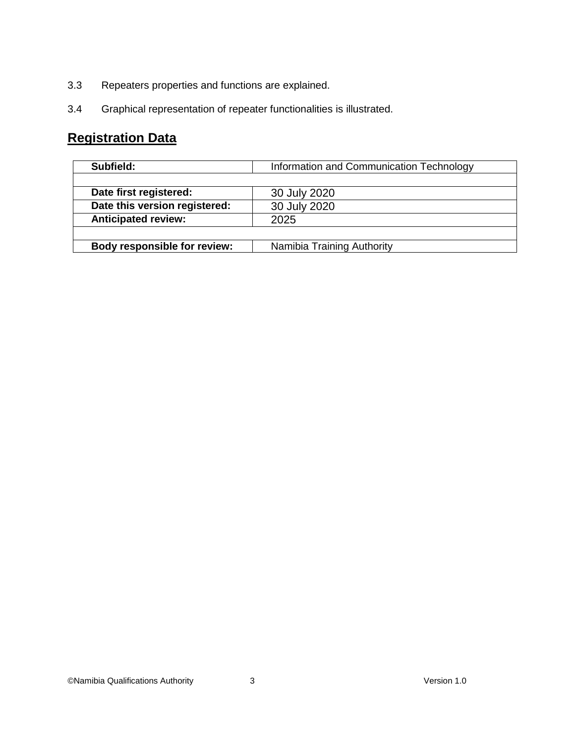3.3 Repeaters properties and functions are explained.

3.4 Graphical representation of repeater functionalities is illustrated.

## Registration Data

| | |
|---|---|
| **Subfield:** | Information and Communication Technology |
| | |
| **Date first registered:** | 30 July 2020 |
| **Date this version registered:** | 30 July 2020 |
| **Anticipated review:** | 2025 |
| | |
| **Body responsible for review:** | Namibia Training Authority |